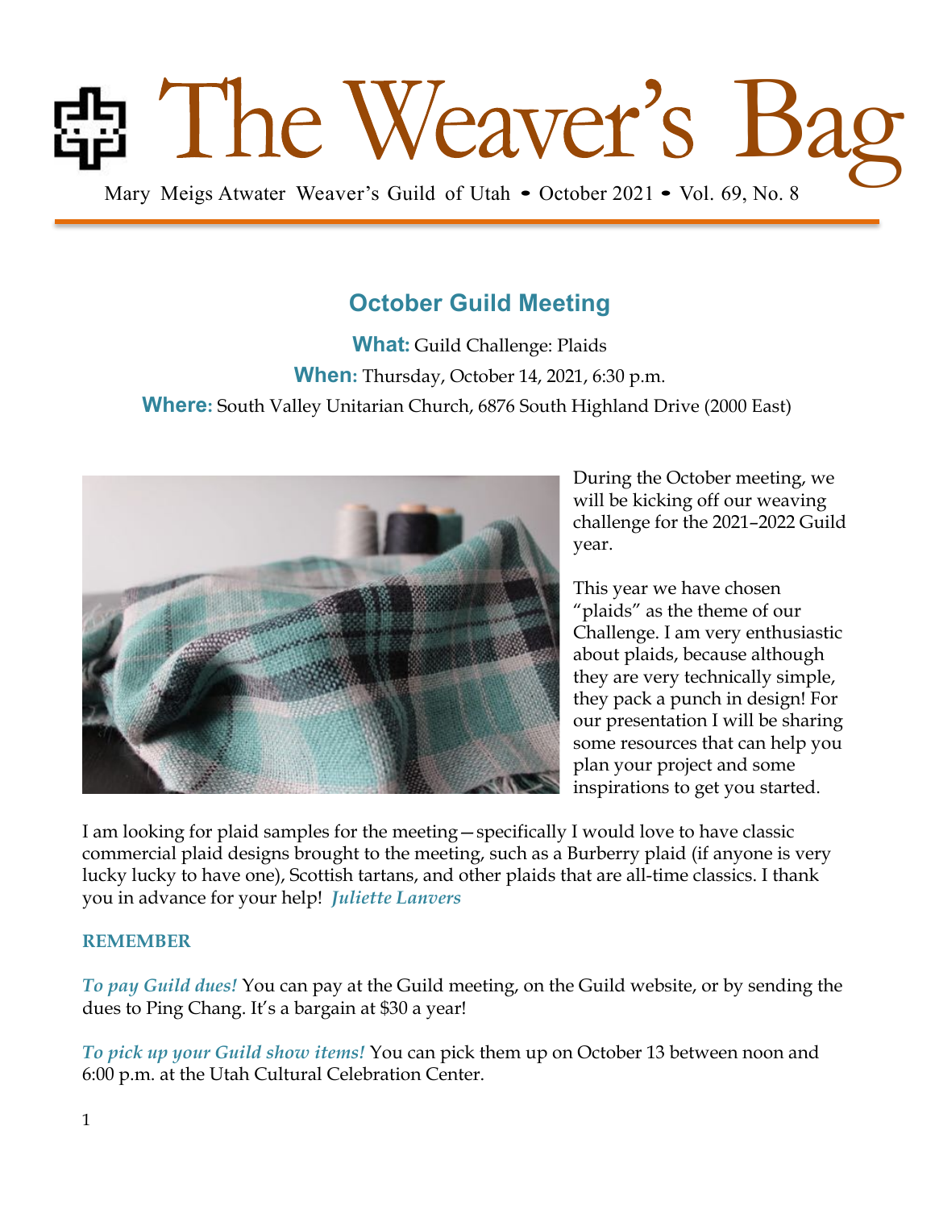# The Weaver's Bag

Mary Meigs Atwater Weaver's Guild of Utah • October 2021 • Vol. 69, No. 8

## October Guild Meeting

**What:** Guild Challenge: Plaids

**When:** Thursday, October 14, 2021, 6:30 p.m.

**Where:** South Valley Unitarian Church, 6876 South Highland Drive (2000 East)

During the October meeting, we will be kicking off our weaving challenge for the 2021–2022 Guild year.

This year we have chosen "plaids" as the theme of our Challenge. I am very enthusiastic about plaids, because although they are very technically simple, they pack a punch in design! For our presentation I will be sharing some resources that can help you plan your project and some inspirations to get you started.

I am looking for plaid samples for the meeting—specifically I would love to have classic commercial plaid designs brought to the meeting, such as a Burberry plaid (if anyone is very lucky lucky to have one), Scottish tartans, and other plaids that are all-time classics. I thank you in advance for your help! ***Juliette Lanvers***

**REMEMBER**

***To pay Guild dues!*** You can pay at the Guild meeting, on the Guild website, or by sending the dues to Ping Chang. It's a bargain at $30 a year!

***To pick up your Guild show items!*** You can pick them up on October 13 between noon and 6:00 p.m. at the Utah Cultural Celebration Center.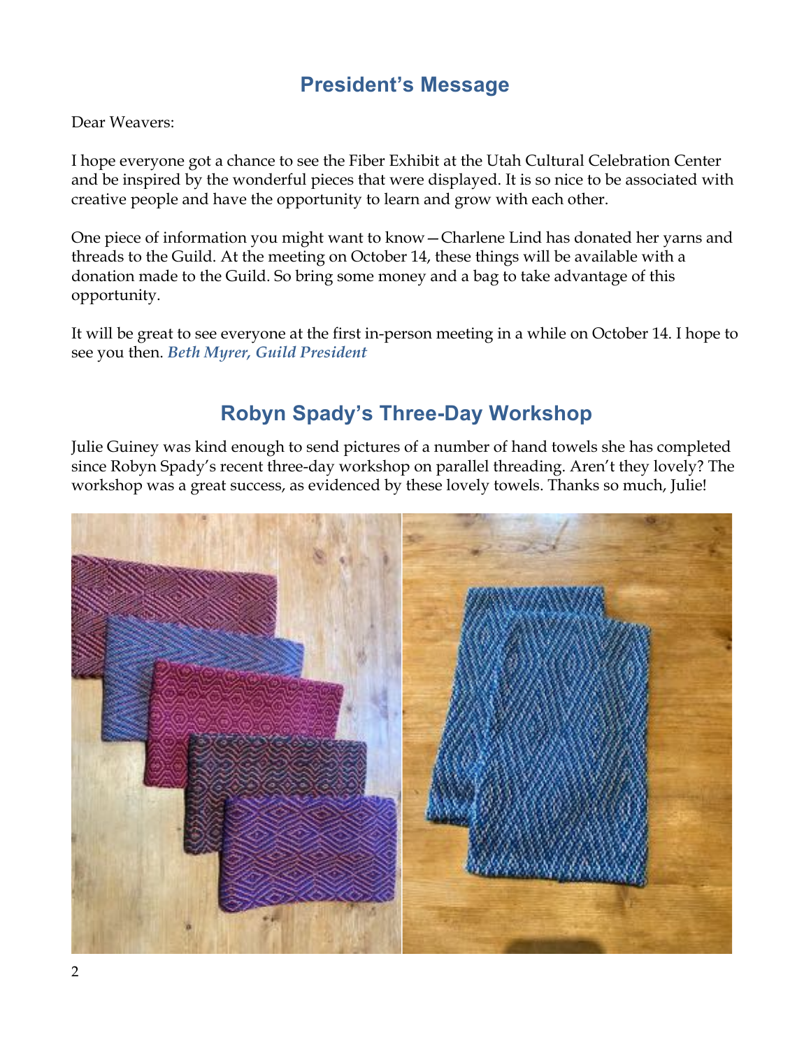## President's Message

Dear Weavers:

I hope everyone got a chance to see the Fiber Exhibit at the Utah Cultural Celebration Center and be inspired by the wonderful pieces that were displayed. It is so nice to be associated with creative people and have the opportunity to learn and grow with each other.

One piece of information you might want to know—Charlene Lind has donated her yarns and threads to the Guild. At the meeting on October 14, these things will be available with a donation made to the Guild. So bring some money and a bag to take advantage of this opportunity.

It will be great to see everyone at the first in-person meeting in a while on October 14. I hope to see you then. ***Beth Myrer, Guild President***

## Robyn Spady's Three-Day Workshop

Julie Guiney was kind enough to send pictures of a number of hand towels she has completed since Robyn Spady's recent three-day workshop on parallel threading. Aren't they lovely? The workshop was a great success, as evidenced by these lovely towels. Thanks so much, Julie!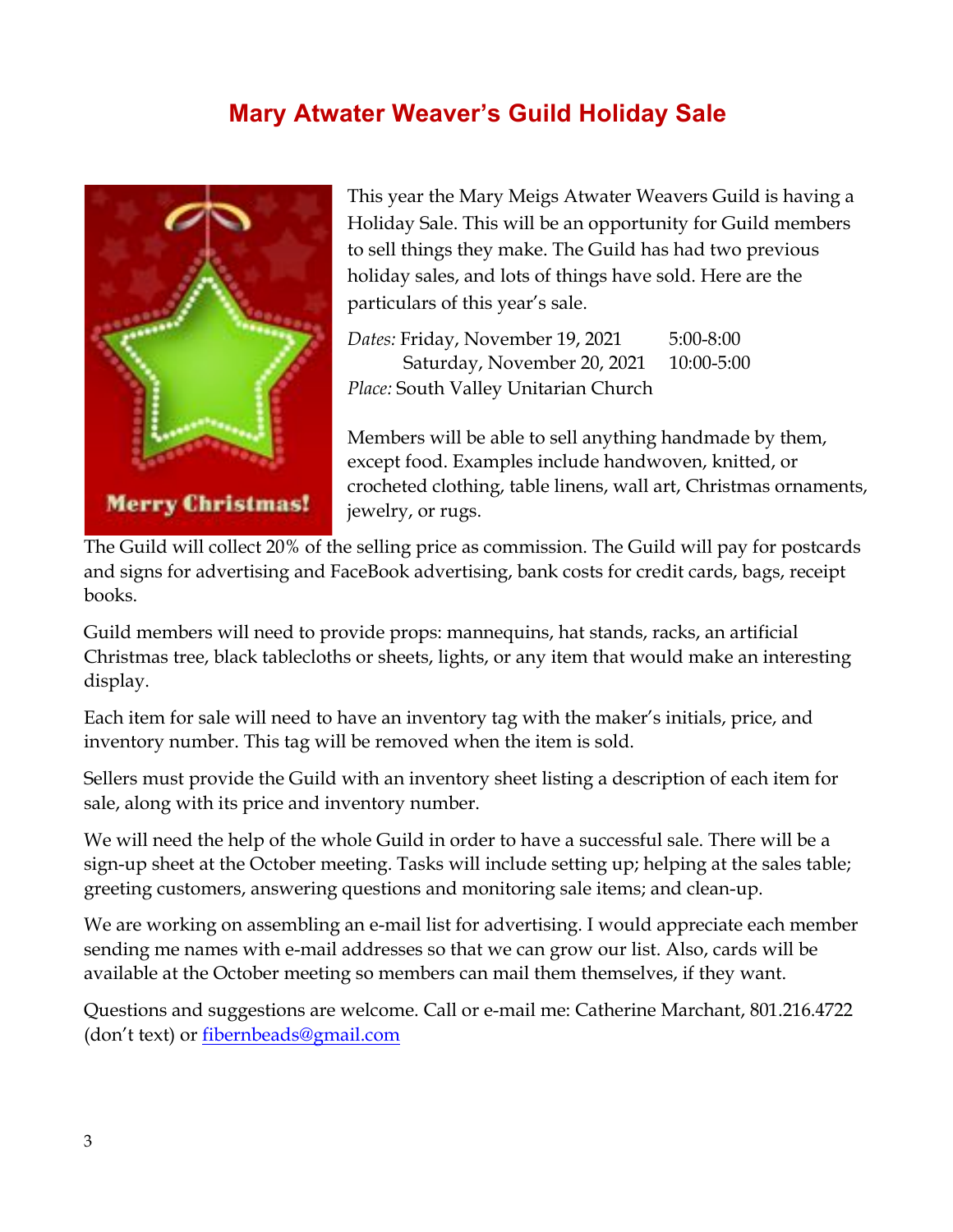# Mary Atwater Weaver's Guild Holiday Sale

This year the Mary Meigs Atwater Weavers Guild is having a Holiday Sale. This will be an opportunity for Guild members to sell things they make. The Guild has had two previous holiday sales, and lots of things have sold. Here are the particulars of this year's sale.

*Dates:* Friday, November 19, 2021 5:00-8:00
Saturday, November 20, 2021 10:00-5:00
*Place:* South Valley Unitarian Church

Members will be able to sell anything handmade by them, except food. Examples include handwoven, knitted, or crocheted clothing, table linens, wall art, Christmas ornaments, jewelry, or rugs.

The Guild will collect 20% of the selling price as commission. The Guild will pay for postcards and signs for advertising and FaceBook advertising, bank costs for credit cards, bags, receipt books.

Guild members will need to provide props: mannequins, hat stands, racks, an artificial Christmas tree, black tablecloths or sheets, lights, or any item that would make an interesting display.

Each item for sale will need to have an inventory tag with the maker's initials, price, and inventory number. This tag will be removed when the item is sold.

Sellers must provide the Guild with an inventory sheet listing a description of each item for sale, along with its price and inventory number.

We will need the help of the whole Guild in order to have a successful sale. There will be a sign-up sheet at the October meeting. Tasks will include setting up; helping at the sales table; greeting customers, answering questions and monitoring sale items; and clean-up.

We are working on assembling an e-mail list for advertising. I would appreciate each member sending me names with e-mail addresses so that we can grow our list. Also, cards will be available at the October meeting so members can mail them themselves, if they want.

Questions and suggestions are welcome. Call or e-mail me: Catherine Marchant, 801.216.4722 (don't text) or fibernbeads@gmail.com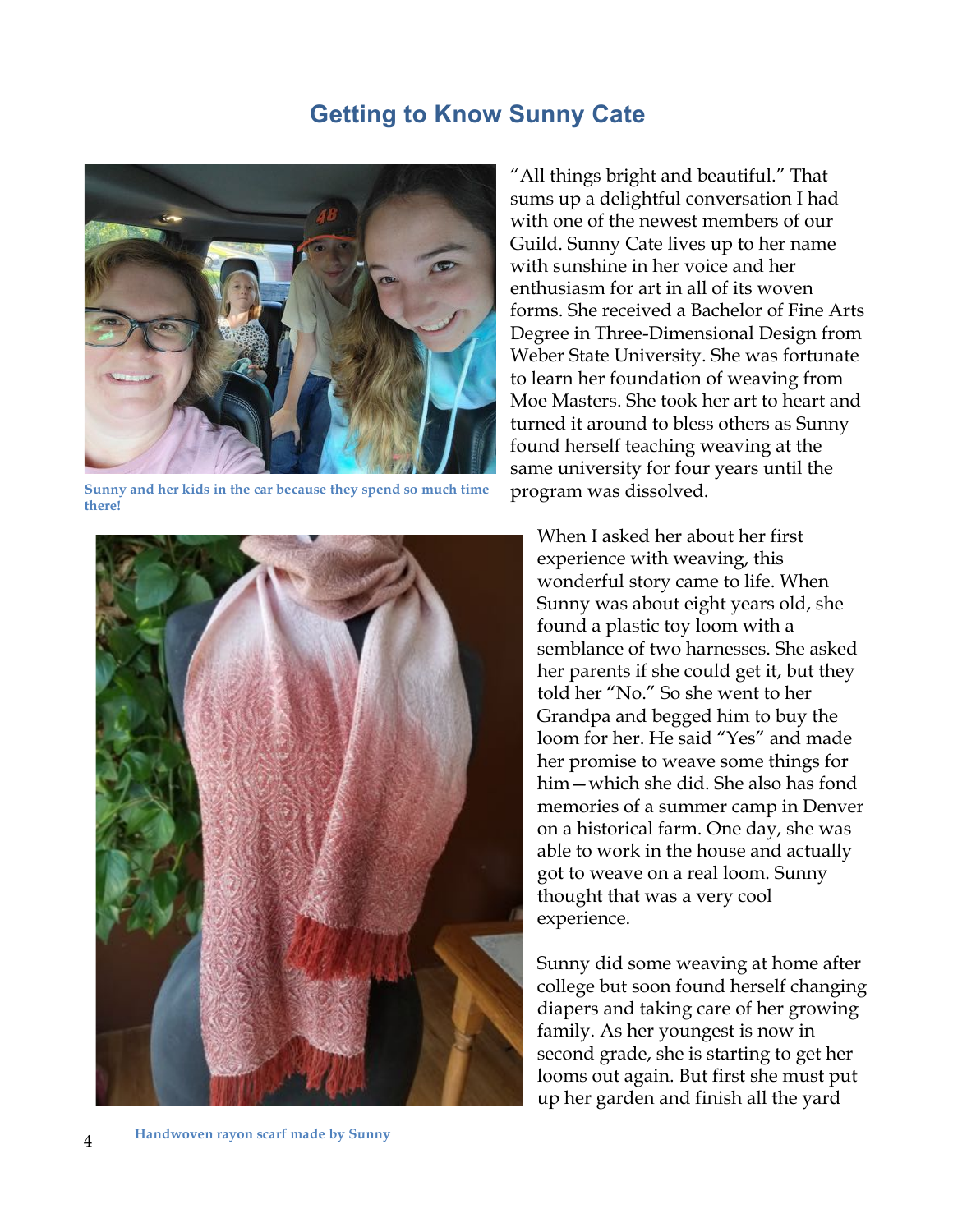# Getting to Know Sunny Cate

Sunny and her kids in the car because they spend so much time there!

"All things bright and beautiful." That sums up a delightful conversation I had with one of the newest members of our Guild. Sunny Cate lives up to her name with sunshine in her voice and her enthusiasm for art in all of its woven forms. She received a Bachelor of Fine Arts Degree in Three-Dimensional Design from Weber State University. She was fortunate to learn her foundation of weaving from Moe Masters. She took her art to heart and turned it around to bless others as Sunny found herself teaching weaving at the same university for four years until the program was dissolved.

When I asked her about her first experience with weaving, this wonderful story came to life. When Sunny was about eight years old, she found a plastic toy loom with a semblance of two harnesses. She asked her parents if she could get it, but they told her "No." So she went to her Grandpa and begged him to buy the loom for her. He said "Yes" and made her promise to weave some things for him—which she did. She also has fond memories of a summer camp in Denver on a historical farm. One day, she was able to work in the house and actually got to weave on a real loom. Sunny thought that was a very cool experience.

Sunny did some weaving at home after college but soon found herself changing diapers and taking care of her growing family. As her youngest is now in second grade, she is starting to get her looms out again. But first she must put up her garden and finish all the yard

Handwoven rayon scarf made by Sunny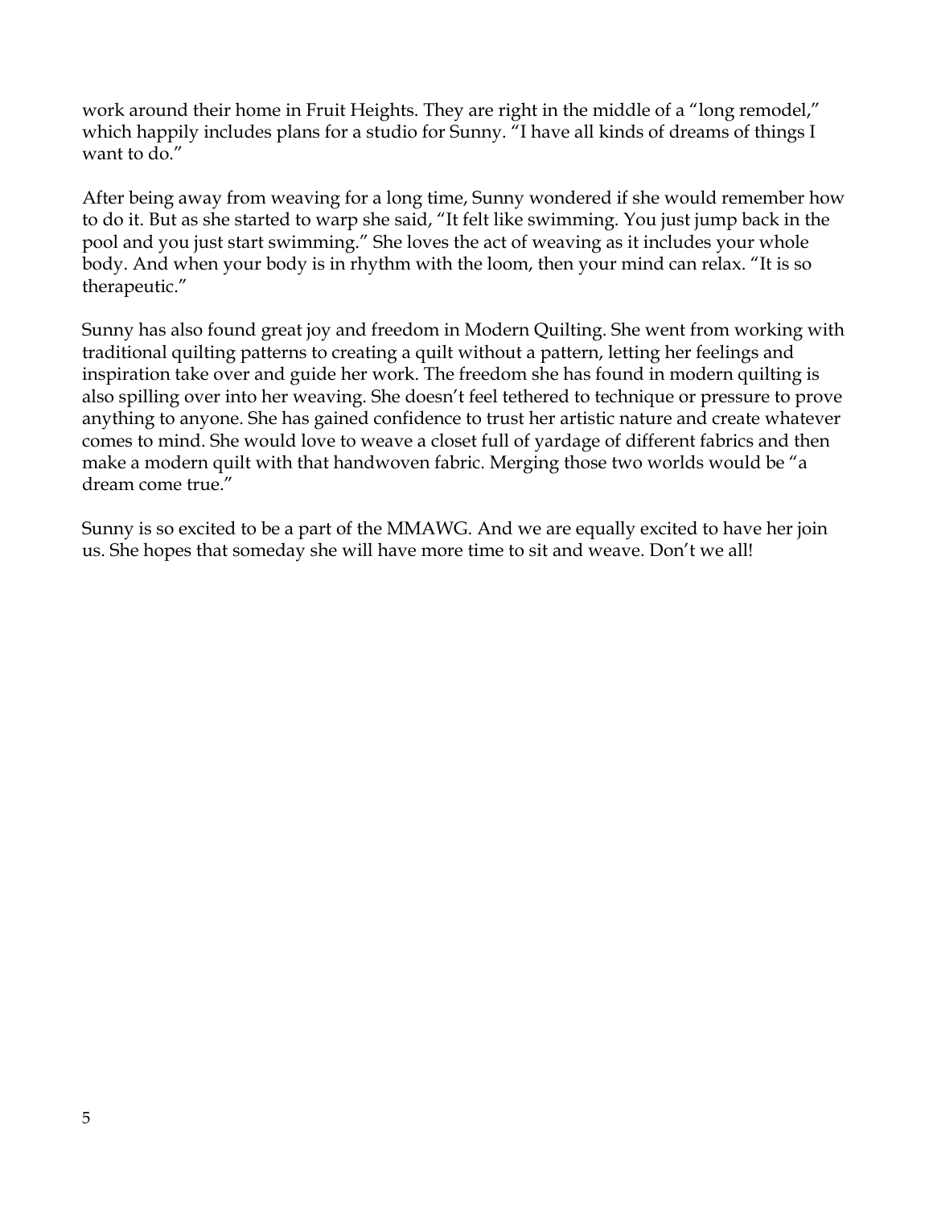work around their home in Fruit Heights. They are right in the middle of a "long remodel," which happily includes plans for a studio for Sunny. "I have all kinds of dreams of things I want to do."

After being away from weaving for a long time, Sunny wondered if she would remember how to do it. But as she started to warp she said, "It felt like swimming. You just jump back in the pool and you just start swimming." She loves the act of weaving as it includes your whole body. And when your body is in rhythm with the loom, then your mind can relax. "It is so therapeutic."

Sunny has also found great joy and freedom in Modern Quilting. She went from working with traditional quilting patterns to creating a quilt without a pattern, letting her feelings and inspiration take over and guide her work. The freedom she has found in modern quilting is also spilling over into her weaving. She doesn't feel tethered to technique or pressure to prove anything to anyone. She has gained confidence to trust her artistic nature and create whatever comes to mind. She would love to weave a closet full of yardage of different fabrics and then make a modern quilt with that handwoven fabric. Merging those two worlds would be "a dream come true."

Sunny is so excited to be a part of the MMAWG. And we are equally excited to have her join us. She hopes that someday she will have more time to sit and weave. Don't we all!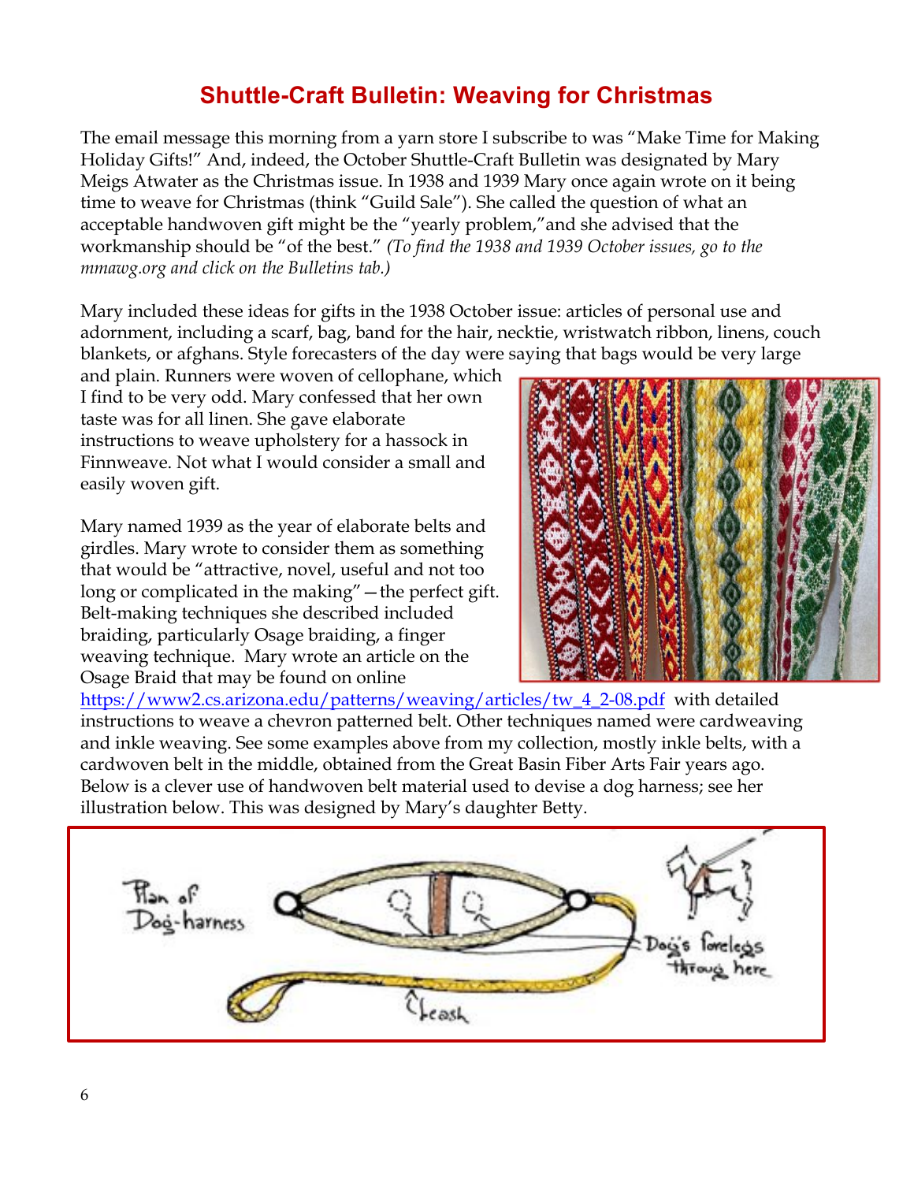## Shuttle-Craft Bulletin: Weaving for Christmas

The email message this morning from a yarn store I subscribe to was "Make Time for Making Holiday Gifts!" And, indeed, the October Shuttle-Craft Bulletin was designated by Mary Meigs Atwater as the Christmas issue. In 1938 and 1939 Mary once again wrote on it being time to weave for Christmas (think "Guild Sale"). She called the question of what an acceptable handwoven gift might be the "yearly problem,"and she advised that the workmanship should be "of the best." *(To find the 1938 and 1939 October issues, go to the mmawg.org and click on the Bulletins tab.)*

Mary included these ideas for gifts in the 1938 October issue: articles of personal use and adornment, including a scarf, bag, band for the hair, necktie, wristwatch ribbon, linens, couch blankets, or afghans. Style forecasters of the day were saying that bags would be very large and plain. Runners were woven of cellophane, which I find to be very odd. Mary confessed that her own taste was for all linen. She gave elaborate instructions to weave upholstery for a hassock in Finnweave. Not what I would consider a small and easily woven gift.

Mary named 1939 as the year of elaborate belts and girdles. Mary wrote to consider them as something that would be "attractive, novel, useful and not too long or complicated in the making"—the perfect gift. Belt-making techniques she described included braiding, particularly Osage braiding, a finger weaving technique. Mary wrote an article on the Osage Braid that may be found on online https://www2.cs.arizona.edu/patterns/weaving/articles/tw_4_2-08.pdf with detailed instructions to weave a chevron patterned belt. Other techniques named were cardweaving and inkle weaving. See some examples above from my collection, mostly inkle belts, with a cardwoven belt in the middle, obtained from the Great Basin Fiber Arts Fair years ago. Below is a clever use of handwoven belt material used to devise a dog harness; see her illustration below. This was designed by Mary's daughter Betty.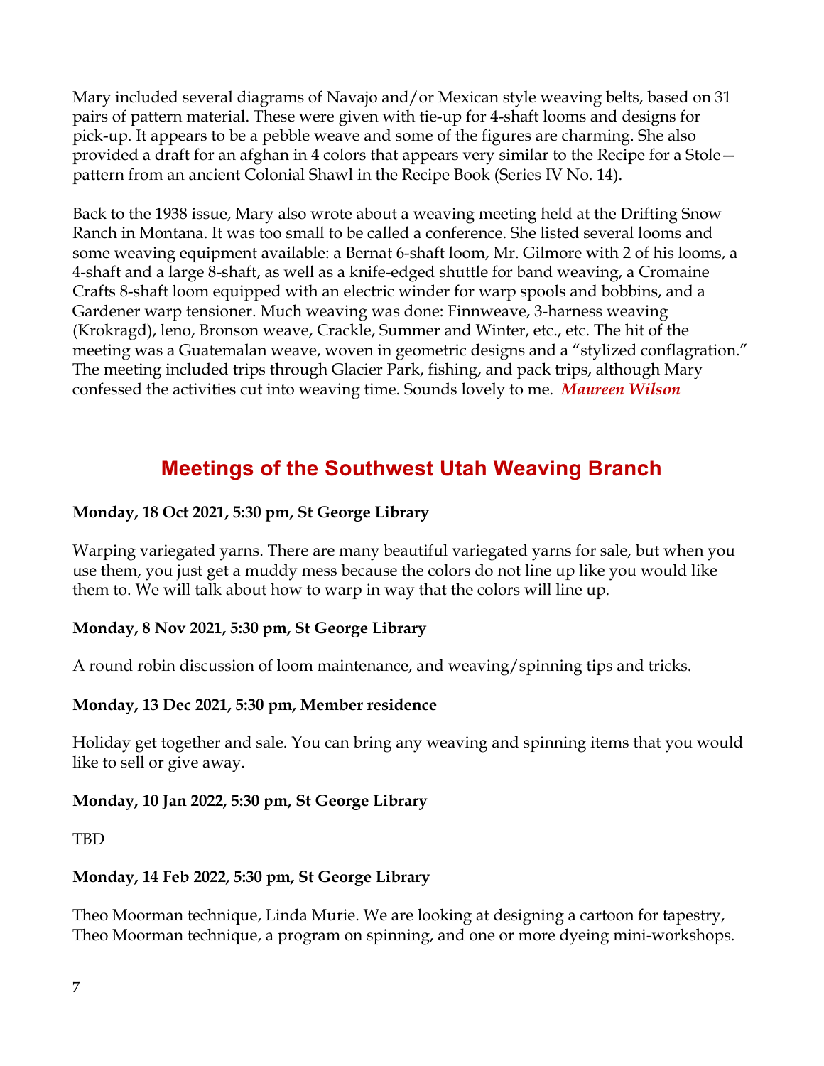Mary included several diagrams of Navajo and/or Mexican style weaving belts, based on 31 pairs of pattern material. These were given with tie-up for 4-shaft looms and designs for pick-up. It appears to be a pebble weave and some of the figures are charming. She also provided a draft for an afghan in 4 colors that appears very similar to the Recipe for a Stole—pattern from an ancient Colonial Shawl in the Recipe Book (Series IV No. 14).

Back to the 1938 issue, Mary also wrote about a weaving meeting held at the Drifting Snow Ranch in Montana. It was too small to be called a conference. She listed several looms and some weaving equipment available: a Bernat 6-shaft loom, Mr. Gilmore with 2 of his looms, a 4-shaft and a large 8-shaft, as well as a knife-edged shuttle for band weaving, a Cromaine Crafts 8-shaft loom equipped with an electric winder for warp spools and bobbins, and a Gardener warp tensioner. Much weaving was done: Finnweave, 3-harness weaving (Krokragd), leno, Bronson weave, Crackle, Summer and Winter, etc., etc. The hit of the meeting was a Guatemalan weave, woven in geometric designs and a "stylized conflagration." The meeting included trips through Glacier Park, fishing, and pack trips, although Mary confessed the activities cut into weaving time. Sounds lovely to me. ***Maureen Wilson***

## Meetings of the Southwest Utah Weaving Branch

**Monday, 18 Oct 2021, 5:30 pm, St George Library**

Warping variegated yarns. There are many beautiful variegated yarns for sale, but when you use them, you just get a muddy mess because the colors do not line up like you would like them to. We will talk about how to warp in way that the colors will line up.

**Monday, 8 Nov 2021, 5:30 pm, St George Library**

A round robin discussion of loom maintenance, and weaving/spinning tips and tricks.

**Monday, 13 Dec 2021, 5:30 pm, Member residence**

Holiday get together and sale. You can bring any weaving and spinning items that you would like to sell or give away.

**Monday, 10 Jan 2022, 5:30 pm, St George Library**

TBD

**Monday, 14 Feb 2022, 5:30 pm, St George Library**

Theo Moorman technique, Linda Murie. We are looking at designing a cartoon for tapestry, Theo Moorman technique, a program on spinning, and one or more dyeing mini-workshops.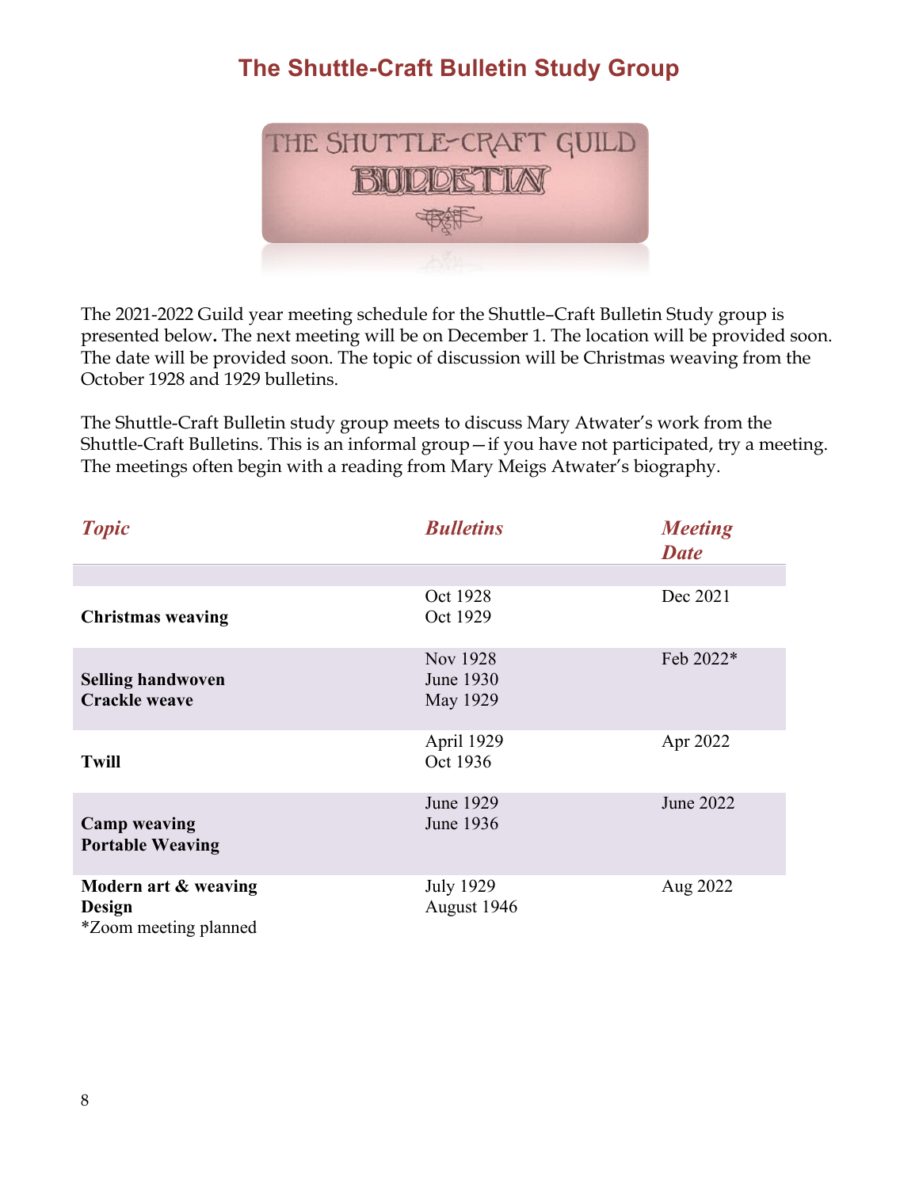# The Shuttle-Craft Bulletin Study Group

The 2021-2022 Guild year meeting schedule for the Shuttle–Craft Bulletin Study group is presented below**.** The next meeting will be on December 1. The location will be provided soon. The date will be provided soon. The topic of discussion will be Christmas weaving from the October 1928 and 1929 bulletins.

The Shuttle-Craft Bulletin study group meets to discuss Mary Atwater's work from the Shuttle-Craft Bulletins. This is an informal group—if you have not participated, try a meeting. The meetings often begin with a reading from Mary Meigs Atwater's biography.

| *Topic* | *Bulletins* | *Meeting Date* |
|---|---|---|
| **Christmas weaving** | Oct 1928<br>Oct 1929 | Dec 2021 |
| **Selling handwoven**<br>**Crackle weave** | Nov 1928<br>June 1930<br>May 1929 | Feb 2022* |
| **Twill** | April 1929<br>Oct 1936 | Apr 2022 |
| **Camp weaving**<br>**Portable Weaving** | June 1929<br>June 1936 | June 2022 |
| **Modern art & weaving**<br>**Design** | July 1929<br>August 1946 | Aug 2022 |

*Zoom meeting planned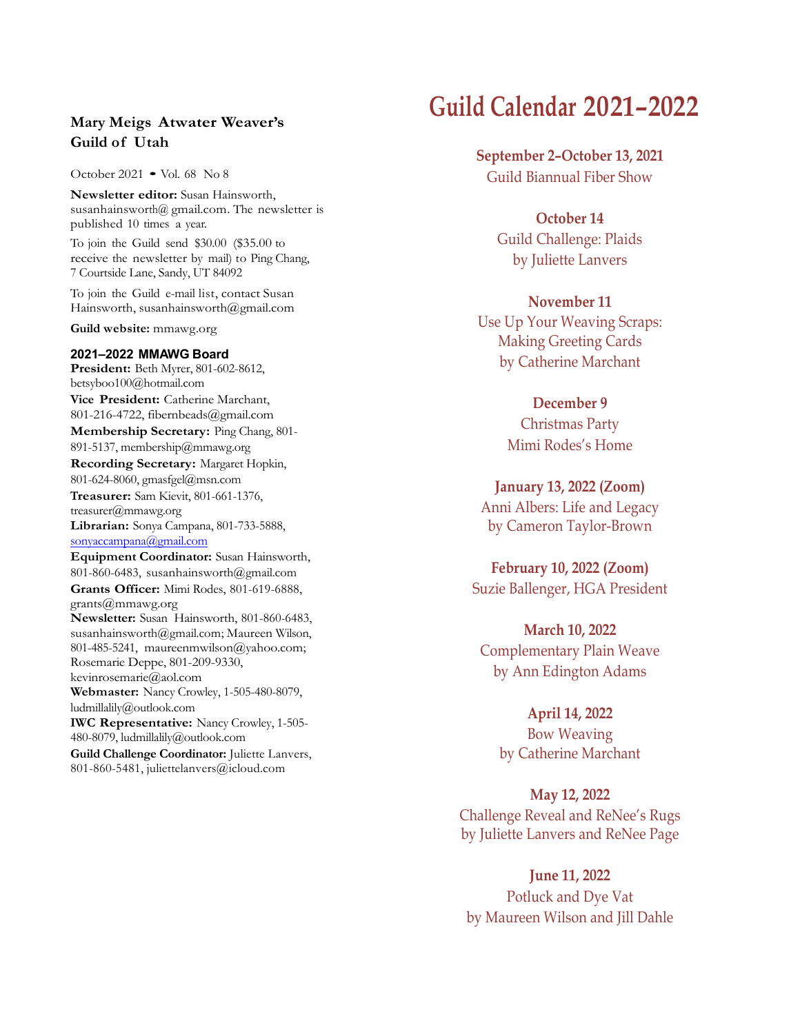## Mary Meigs Atwater Weaver's Guild of Utah

October 2021 • Vol. 68 No 8

**Newsletter editor:** Susan Hainsworth, susanhainsworth@ gmail.com. The newsletter is published 10 times a year.

To join the Guild send $30.00 ($35.00 to receive the newsletter by mail) to Ping Chang, 7 Courtside Lane, Sandy, UT 84092

To join the Guild e-mail list, contact Susan Hainsworth, susanhainsworth@gmail.com

**Guild website:** mmawg.org

### 2021–2022 MMAWG Board

**President:** Beth Myrer, 801-602-8612, betsyboo100@hotmail.com
**Vice President:** Catherine Marchant, 801-216-4722, fibernbeads@gmail.com
**Membership Secretary:** Ping Chang, 801-891-5137, membership@mmawg.org
**Recording Secretary:** Margaret Hopkin, 801-624-8060, gmasfgel@msn.com
**Treasurer:** Sam Kievit, 801-661-1376, treasurer@mmawg.org
**Librarian:** Sonya Campana, 801-733-5888, sonyaccampana@gmail.com
**Equipment Coordinator:** Susan Hainsworth, 801-860-6483, susanhainsworth@gmail.com
**Grants Officer:** Mimi Rodes, 801-619-6888, grants@mmawg.org
**Newsletter:** Susan Hainsworth, 801-860-6483, susanhainsworth@gmail.com; Maureen Wilson, 801-485-5241, maureenmwilson@yahoo.com; Rosemarie Deppe, 801-209-9330, kevinrosemarie@aol.com
**Webmaster:** Nancy Crowley, 1-505-480-8079, ludmillalily@outlook.com
**IWC Representative:** Nancy Crowley, 1-505-480-8079, ludmillalily@outlook.com
**Guild Challenge Coordinator:** Juliette Lanvers, 801-860-5481, juliettelanvers@icloud.com

# Guild Calendar 2021–2022

**September 2–October 13, 2021**
Guild Biannual Fiber Show

**October 14**
Guild Challenge: Plaids
by Juliette Lanvers

**November 11**
Use Up Your Weaving Scraps: Making Greeting Cards
by Catherine Marchant

**December 9**
Christmas Party
Mimi Rodes's Home

**January 13, 2022 (Zoom)**
Anni Albers: Life and Legacy
by Cameron Taylor-Brown

**February 10, 2022 (Zoom)**
Suzie Ballenger, HGA President

**March 10, 2022**
Complementary Plain Weave
by Ann Edington Adams

**April 14, 2022**
Bow Weaving
by Catherine Marchant

**May 12, 2022**
Challenge Reveal and ReNee's Rugs
by Juliette Lanvers and ReNee Page

**June 11, 2022**
Potluck and Dye Vat
by Maureen Wilson and Jill Dahle